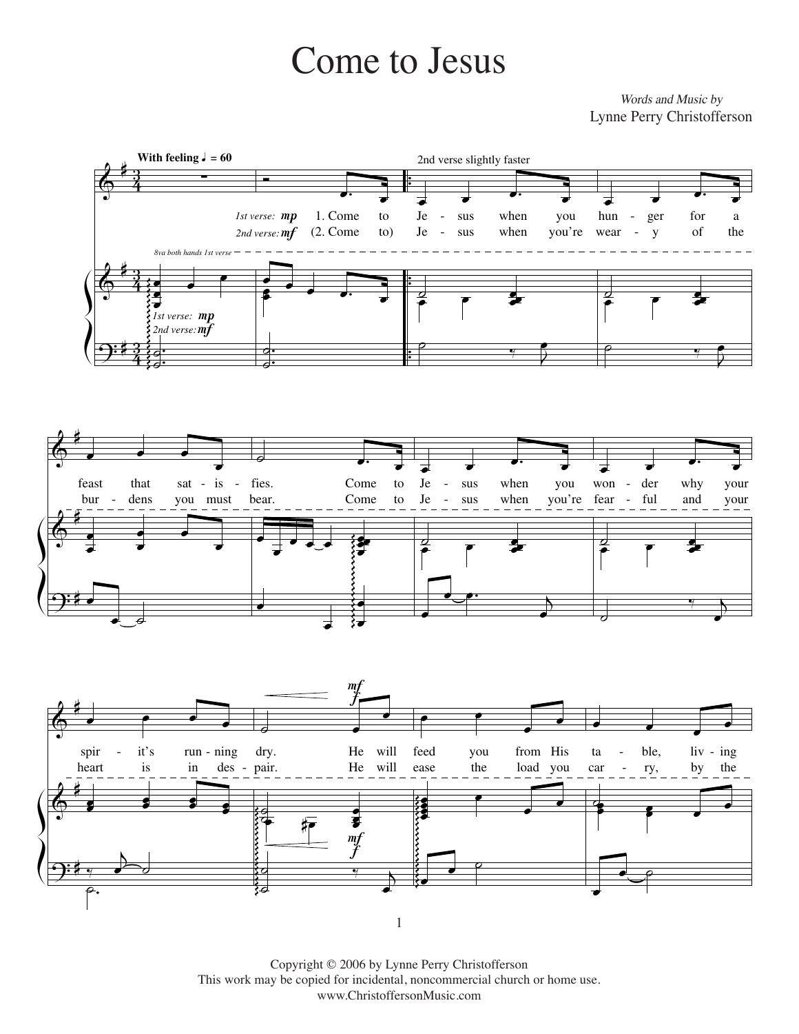# Come to Jesus

*Words and Music by*
Lynne Perry Christofferson

**With feeling** ♩ = 60

2nd verse slightly faster

*1st verse:* mp 1. Come to Je - sus when you hun - ger for a feast that sat - is - fies. Come to Je - sus when you won - der why your spir - it's run - ning dry. He will feed you from His ta - ble, liv - ing

*2nd verse:* mf (2. Come to) Je - sus when you're wear - y of the bur - dens you must bear. Come to Je - sus when you're fear - ful and your heart is in des - pair. He will ease the load you car - ry, by the

8va both hands 1st verse

*1st verse:* mp
*2nd verse:* mf

Copyright © 2006 by Lynne Perry Christofferson
This work may be copied for incidental, noncommercial church or home use.
www.ChristoffersonMusic.com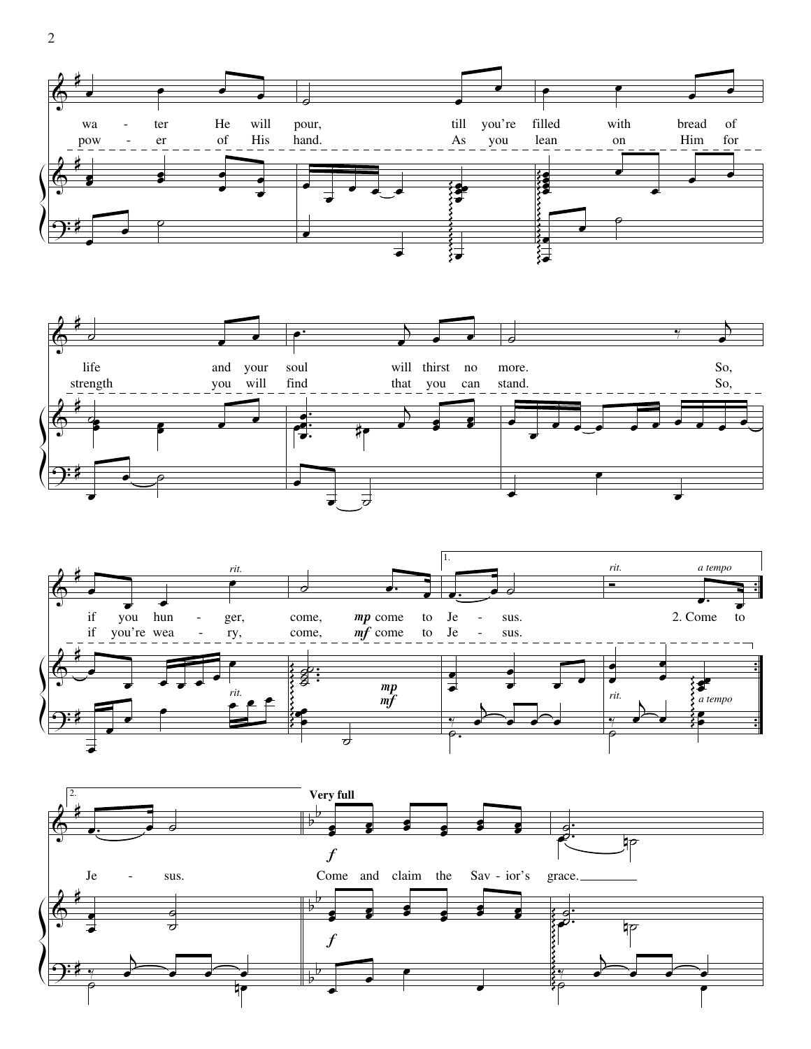wa - ter He will pour, till you're filled with bread of life and your soul will thirst no more. So, if you hun - ger, *rit.* come, *mp* come to Je - sus.

pow - er of His hand. As you lean on Him for strength you will find that you can stand. So, if you're wea - ry, come, *mf* come to Je - sus.

1. *rit.* *a tempo* 2. Come to

2. Je - sus.

**Very full**

*f* Come and claim the Sav - ior's grace.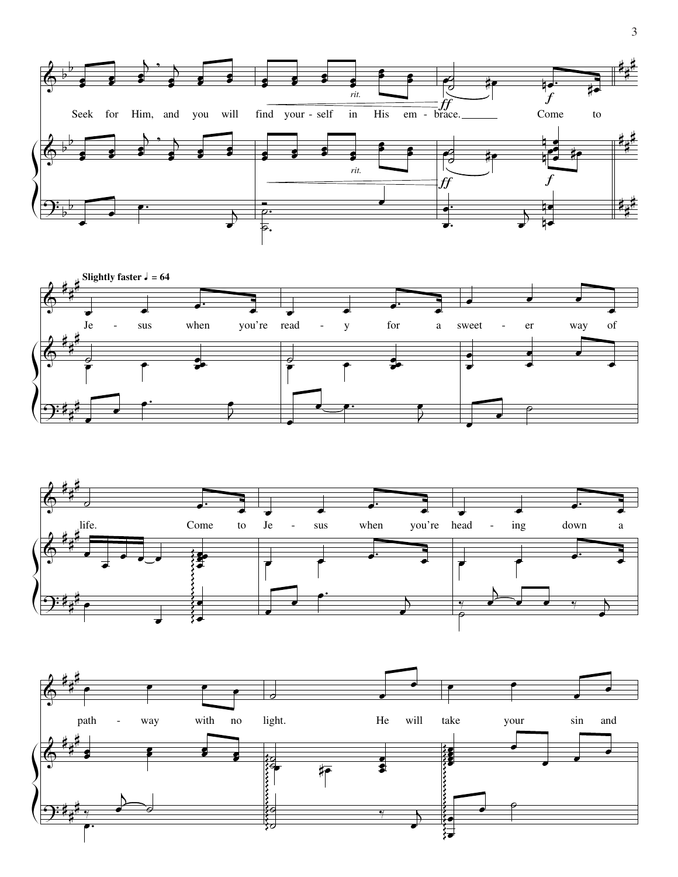*rit.*

*ff* *f*

Seek for Him, and you will find your - self in His em - brace. Come to

**Slightly faster ♩ = 64**

Je - sus when you're read - y for a sweet - er way of

life. Come to Je - sus when you're head - ing down a

path - way with no light. He will take your sin and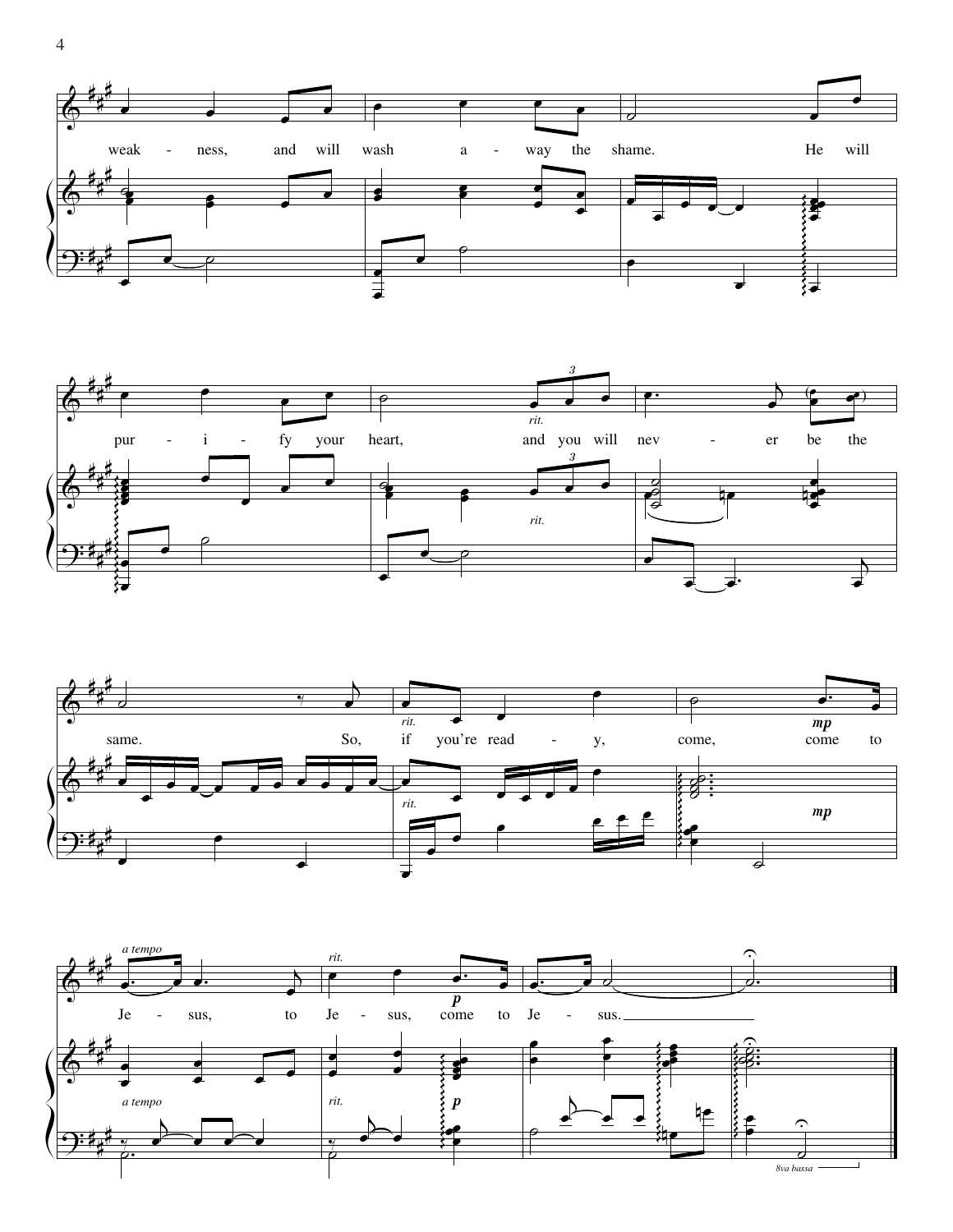weak - ness, and will wash a - way the shame. He will

pur - i - fy your heart, and you will nev - er be the

same. So, if you're read - y, come, come to

Je - sus, to Je - sus, come to Je - sus.

*rit.* *mp* *a tempo* *rit.* *p* *8va bassa*